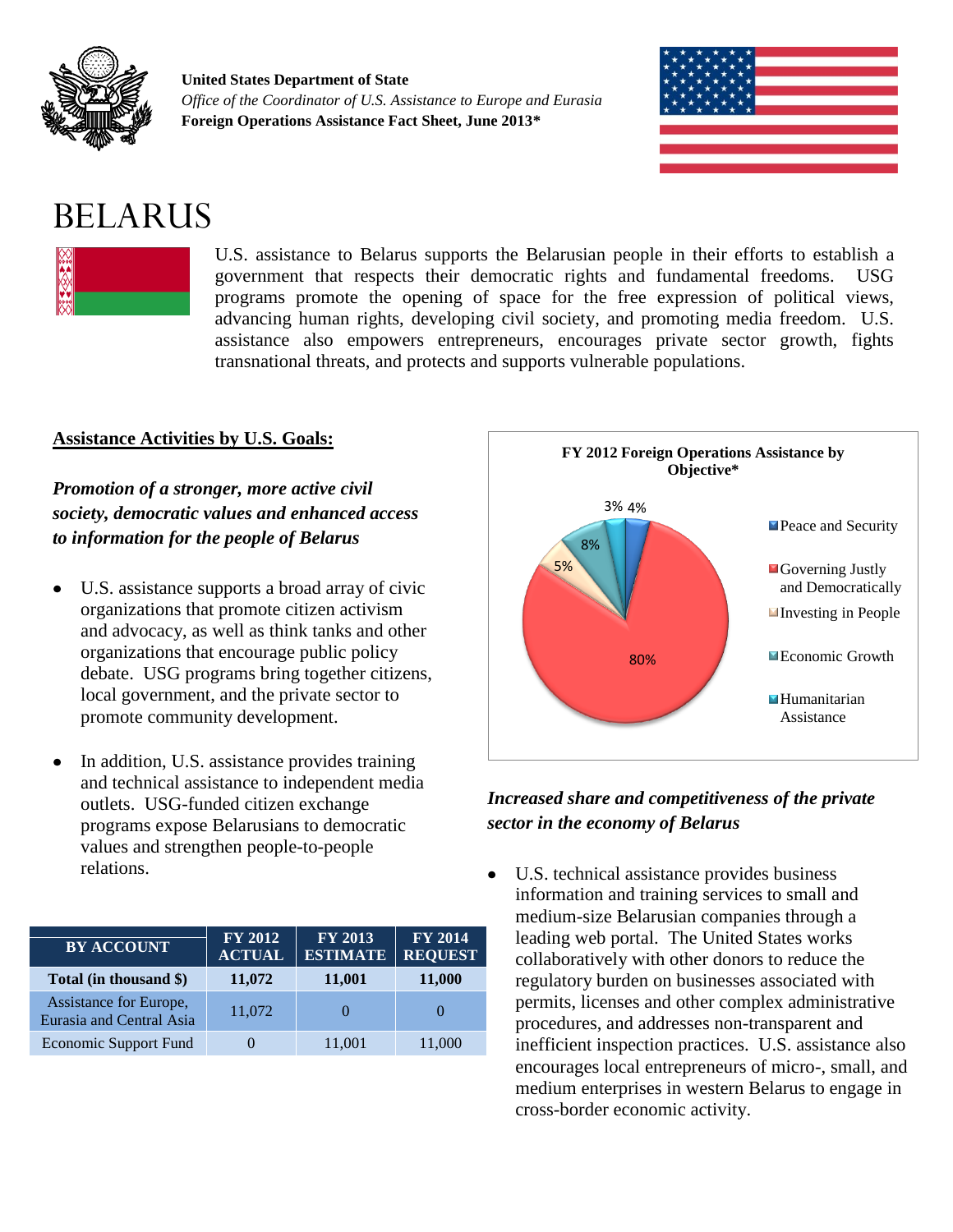**United States Department of State**
*Office of the Coordinator of U.S. Assistance to Europe and Eurasia*
**Foreign Operations Assistance Fact Sheet, June 2013***

# BELARUS

U.S. assistance to Belarus supports the Belarusian people in their efforts to establish a government that respects their democratic rights and fundamental freedoms. USG programs promote the opening of space for the free expression of political views, advancing human rights, developing civil society, and promoting media freedom. U.S. assistance also empowers entrepreneurs, encourages private sector growth, fights transnational threats, and protects and supports vulnerable populations.

## Assistance Activities by U.S. Goals:

### *Promotion of a stronger, more active civil society, democratic values and enhanced access to information for the people of Belarus*

- U.S. assistance supports a broad array of civic organizations that promote citizen activism and advocacy, as well as think tanks and other organizations that encourage public policy debate. USG programs bring together citizens, local government, and the private sector to promote community development.
- In addition, U.S. assistance provides training and technical assistance to independent media outlets. USG-funded citizen exchange programs expose Belarusians to democratic values and strengthen people-to-people relations.

| BY ACCOUNT | FY 2012 ACTUAL | FY 2013 ESTIMATE | FY 2014 REQUEST |
|---|---|---|---|
| **Total (in thousand $)** | **11,072** | **11,001** | **11,000** |
| Assistance for Europe, Eurasia and Central Asia | 11,072 | 0 | 0 |
| Economic Support Fund | 0 | 11,001 | 11,000 |

**FY 2012 Foreign Operations Assistance by Objective***

| Objective | Share |
|---|---|
| Peace and Security | 4% |
| Governing Justly and Democratically | 80% |
| Investing in People | 5% |
| Economic Growth | 8% |
| Humanitarian Assistance | 3% |

### *Increased share and competitiveness of the private sector in the economy of Belarus*

- U.S. technical assistance provides business information and training services to small and medium-size Belarusian companies through a leading web portal. The United States works collaboratively with other donors to reduce the regulatory burden on businesses associated with permits, licenses and other complex administrative procedures, and addresses non-transparent and inefficient inspection practices. U.S. assistance also encourages local entrepreneurs of micro-, small, and medium enterprises in western Belarus to engage in cross-border economic activity.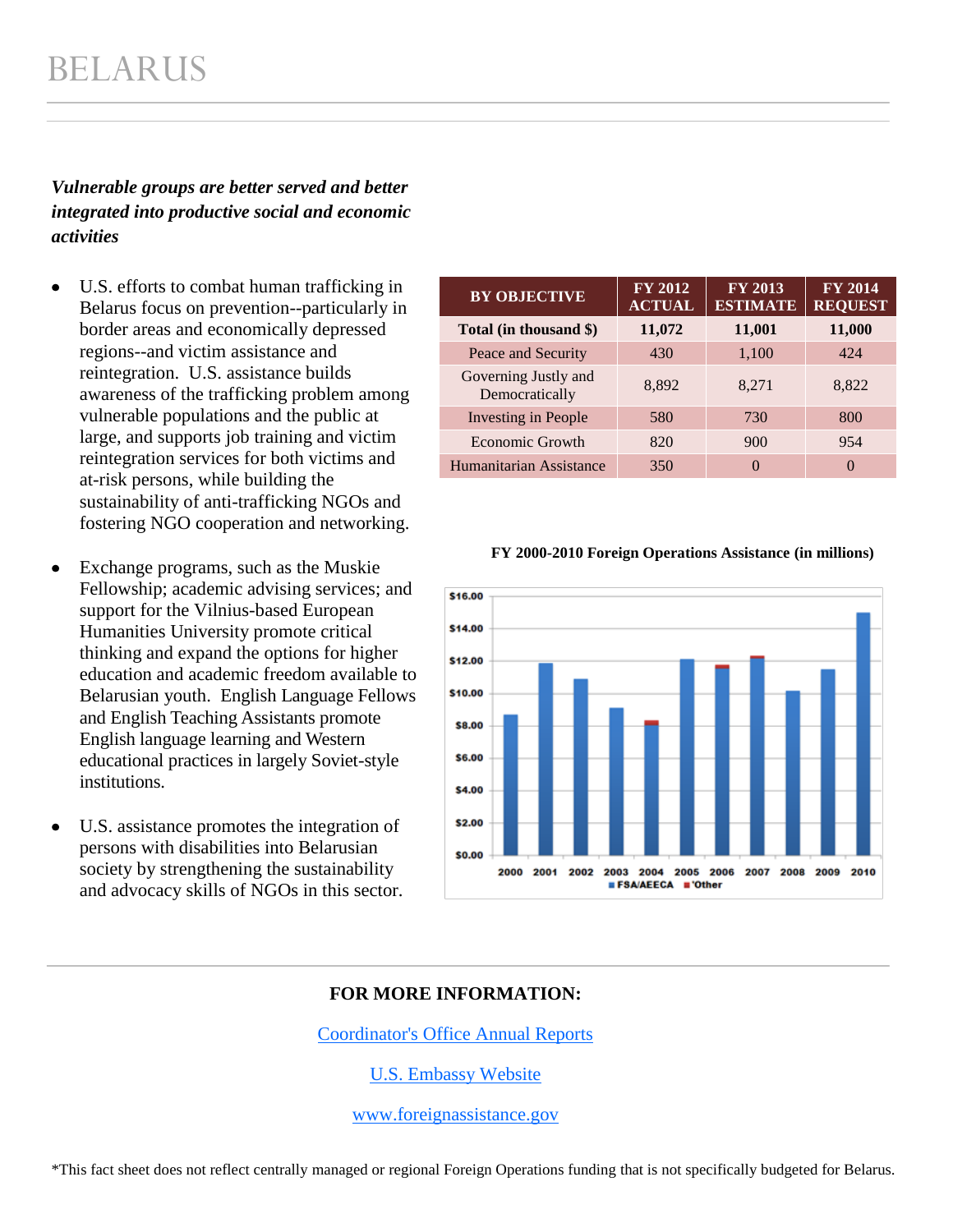# BELARUS

***Vulnerable groups are better served and better integrated into productive social and economic activities***

- U.S. efforts to combat human trafficking in Belarus focus on prevention--particularly in border areas and economically depressed regions--and victim assistance and reintegration. U.S. assistance builds awareness of the trafficking problem among vulnerable populations and the public at large, and supports job training and victim reintegration services for both victims and at-risk persons, while building the sustainability of anti-trafficking NGOs and fostering NGO cooperation and networking.

- Exchange programs, such as the Muskie Fellowship; academic advising services; and support for the Vilnius-based European Humanities University promote critical thinking and expand the options for higher education and academic freedom available to Belarusian youth. English Language Fellows and English Teaching Assistants promote English language learning and Western educational practices in largely Soviet-style institutions.

- U.S. assistance promotes the integration of persons with disabilities into Belarusian society by strengthening the sustainability and advocacy skills of NGOs in this sector.

| BY OBJECTIVE | FY 2012 ACTUAL | FY 2013 ESTIMATE | FY 2014 REQUEST |
|---|---|---|---|
| **Total (in thousand $)** | **11,072** | **11,001** | **11,000** |
| Peace and Security | 430 | 1,100 | 424 |
| Governing Justly and Democratically | 8,892 | 8,271 | 8,822 |
| Investing in People | 580 | 730 | 800 |
| Economic Growth | 820 | 900 | 954 |
| Humanitarian Assistance | 350 | 0 | 0 |

**FY 2000-2010 Foreign Operations Assistance (in millions)**

$16.00
$14.00
$12.00
$10.00
$8.00
$6.00
$4.00
$2.00
$0.00

2000 2001 2002 2003 2004 2005 2006 2007 2008 2009 2010

FSA/AEECA 'Other

**FOR MORE INFORMATION:**

[Coordinator's Office Annual Reports]

[U.S. Embassy Website]

[www.foreignassistance.gov]

*This fact sheet does not reflect centrally managed or regional Foreign Operations funding that is not specifically budgeted for Belarus.